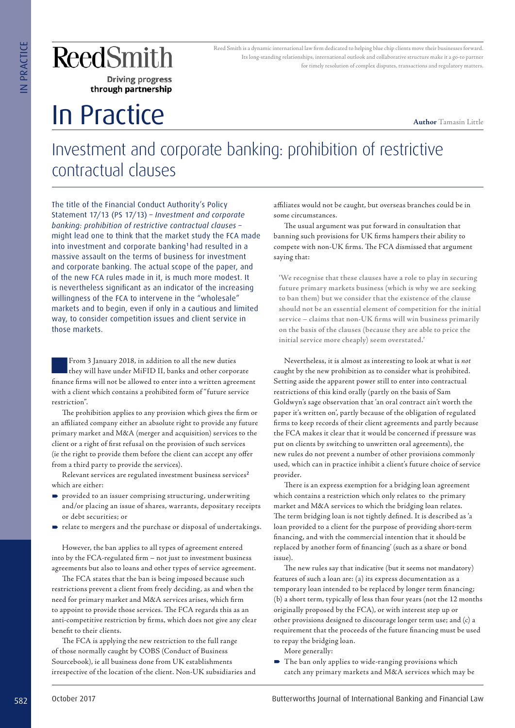**ReedSmith**

Driving progress through partnership

Reed Smith is a dynamic international law firm dedicated to helping blue chip clients move their businesses forward. Its long-standing relationships, international outlook and collaborative structure make it a go-to partner for timely resolution of complex disputes, transactions and regulatory matters.

# In Practice

**Author** Tamasin Little

## Investment and corporate banking: prohibition of restrictive contractual clauses

The title of the Financial Conduct Authority's Policy Statement 17/13 (PS 17/13) – *Investment and corporate banking: prohibition of restrictive contractual clauses* – might lead one to think that the market study the FCA made into investment and corporate banking[1] had resulted in a massive assault on the terms of business for investment and corporate banking. The actual scope of the paper, and of the new FCA rules made in it, is much more modest. It is nevertheless significant as an indicator of the increasing willingness of the FCA to intervene in the "wholesale" markets and to begin, even if only in a cautious and limited way, to consider competition issues and client service in those markets.

From 3 January 2018, in addition to all the new duties they will have under MiFID II, banks and other corporate finance firms will not be allowed to enter into a written agreement with a client which contains a prohibited form of "future service restriction".

The prohibition applies to any provision which gives the firm or an affiliated company either an absolute right to provide any future primary market and M&A (merger and acquisition) services to the client or a right of first refusal on the provision of such services (ie the right to provide them before the client can accept any offer from a third party to provide the services).

Relevant services are regulated investment business services[2] which are either:

- provided to an issuer comprising structuring, underwriting and/or placing an issue of shares, warrants, depositary receipts or debt securities; or
- relate to mergers and the purchase or disposal of undertakings.

However, the ban applies to all types of agreement entered into by the FCA-regulated firm – not just to investment business agreements but also to loans and other types of service agreement.

The FCA states that the ban is being imposed because such restrictions prevent a client from freely deciding, as and when the need for primary market and M&A services arises, which firm to appoint to provide those services. The FCA regards this as an anti-competitive restriction by firms, which does not give any clear benefit to their clients.

The FCA is applying the new restriction to the full range of those normally caught by COBS (Conduct of Business Sourcebook), ie all business done from UK establishments irrespective of the location of the client. Non-UK subsidiaries and affiliates would not be caught, but overseas branches could be in some circumstances.

The usual argument was put forward in consultation that banning such provisions for UK firms hampers their ability to compete with non-UK firms. The FCA dismissed that argument saying that:

> 'We recognise that these clauses have a role to play in securing future primary markets business (which is why we are seeking to ban them) but we consider that the existence of the clause should not be an essential element of competition for the initial service – claims that non-UK firms will win business primarily on the basis of the clauses (because they are able to price the initial service more cheaply) seem overstated.'

Nevertheless, it is almost as interesting to look at what is *not* caught by the new prohibition as to consider what is prohibited. Setting aside the apparent power still to enter into contractual restrictions of this kind orally (partly on the basis of Sam Goldwyn's sage observation that 'an oral contract ain't worth the paper it's written on', partly because of the obligation of regulated firms to keep records of their client agreements and partly because the FCA makes it clear that it would be concerned if pressure was put on clients by switching to unwritten oral agreements), the new rules do not prevent a number of other provisions commonly used, which can in practice inhibit a client's future choice of service provider.

There is an express exemption for a bridging loan agreement which contains a restriction which only relates to the primary market and M&A services to which the bridging loan relates. The term bridging loan is not tightly defined. It is described as 'a loan provided to a client for the purpose of providing short-term financing, and with the commercial intention that it should be replaced by another form of financing' (such as a share or bond issue).

The new rules say that indicative (but it seems not mandatory) features of such a loan are: (a) its express documentation as a temporary loan intended to be replaced by longer term financing; (b) a short term, typically of less than four years (not the 12 months originally proposed by the FCA), or with interest step up or other provisions designed to discourage longer term use; and (c) a requirement that the proceeds of the future financing must be used to repay the bridging loan.

More generally:

- The ban only applies to wide-ranging provisions which catch any primary markets and M&A services which may be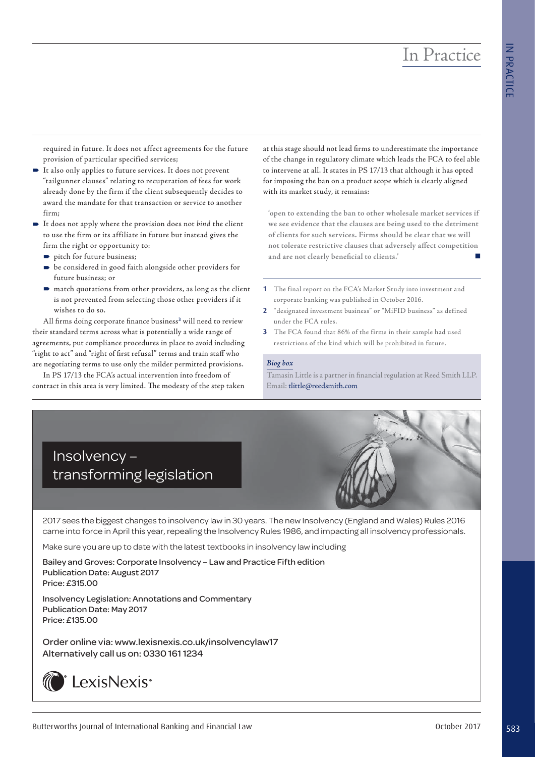required in future. It does not affect agreements for the future provision of particular specified services;

- It also only applies to future services. It does not prevent "tailgunner clauses" relating to recuperation of fees for work already done by the firm if the client subsequently decides to award the mandate for that transaction or service to another firm;
- It does not apply where the provision does not *bind* the client to use the firm or its affiliate in future but instead gives the firm the right or opportunity to:
  - pitch for future business;
  - be considered in good faith alongside other providers for future business; or
  - match quotations from other providers, as long as the client is not prevented from selecting those other providers if it wishes to do so.

All firms doing corporate finance business[3] will need to review their standard terms across what is potentially a wide range of agreements, put compliance procedures in place to avoid including "right to act" and "right of first refusal" terms and train staff who are negotiating terms to use only the milder permitted provisions.

In PS 17/13 the FCA's actual intervention into freedom of contract in this area is very limited. The modesty of the step taken at this stage should not lead firms to underestimate the importance of the change in regulatory climate which leads the FCA to feel able to intervene at all. It states in PS 17/13 that although it has opted for imposing the ban on a product scope which is clearly aligned with its market study, it remains:

> **'open to extending the ban to other wholesale market services if we see evidence that the clauses are being used to the detriment of clients for such services. Firms should be clear that we will not tolerate restrictive clauses that adversely affect competition and are not clearly beneficial to clients.'**

1 The final report on the FCA's Market Study into investment and corporate banking was published in October 2016.

2 "designated investment business" or "MiFID business" as defined under the FCA rules.

3 The FCA found that 86% of the firms in their sample had used restrictions of the kind which will be prohibited in future.

***Biog box***

Tamasin Little is a partner in financial regulation at Reed Smith LLP. Email: tlittle@reedsmith.com

## Insolvency – transforming legislation

2017 sees the biggest changes to insolvency law in 30 years. The new Insolvency (England and Wales) Rules 2016 came into force in April this year, repealing the Insolvency Rules 1986, and impacting all insolvency professionals.

Make sure you are up to date with the latest textbooks in insolvency law including

Bailey and Groves: Corporate Insolvency – Law and Practice Fifth edition
Publication Date: August 2017
Price: £315.00

Insolvency Legislation: Annotations and Commentary
Publication Date: May 2017
Price: £135.00

Order online via: www.lexisnexis.co.uk/insolvencylaw17
Alternatively call us on: 0330 161 1234

LexisNexis®